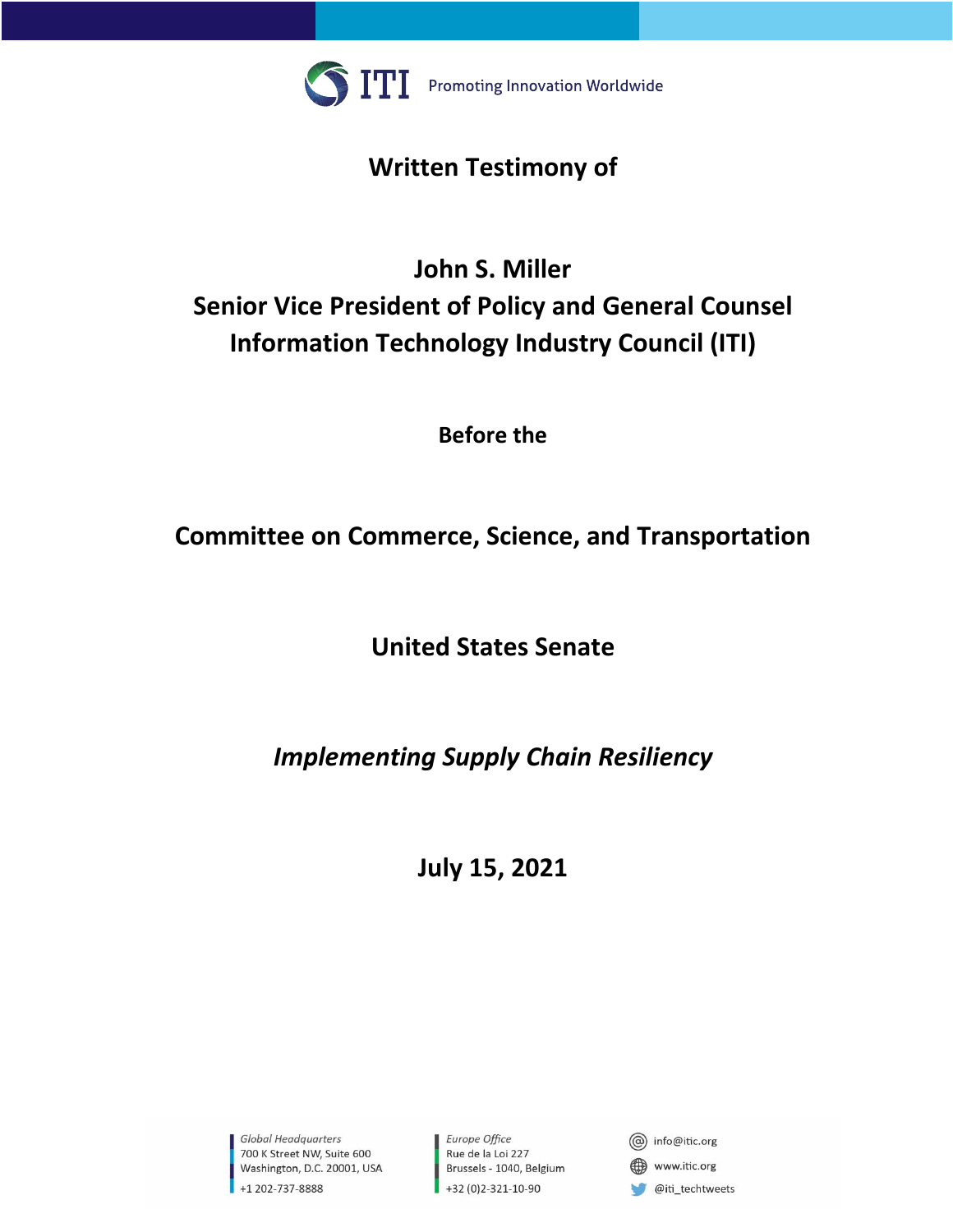ITI Promoting Innovation Worldwide

# Written Testimony of

## John S. Miller
## Senior Vice President of Policy and General Counsel
## Information Technology Industry Council (ITI)

**Before the**

## Committee on Commerce, Science, and Transportation

## United States Senate

## *Implementing Supply Chain Resiliency*

## July 15, 2021

*Global Headquarters*
700 K Street NW, Suite 600
Washington, D.C. 20001, USA
+1 202-737-8888

*Europe Office*
Rue de la Loi 227
Brussels - 1040, Belgium
+32 (0)2-321-10-90

info@itic.org
www.itic.org
@iti_techtweets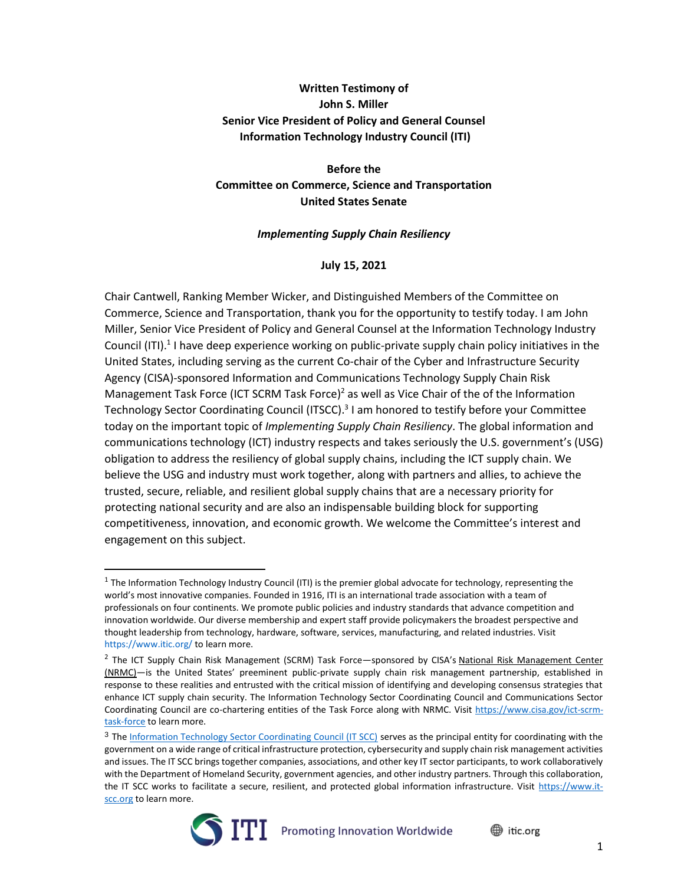**Written Testimony of**
**John S. Miller**
**Senior Vice President of Policy and General Counsel**
**Information Technology Industry Council (ITI)**

**Before the**
**Committee on Commerce, Science and Transportation**
**United States Senate**

***Implementing Supply Chain Resiliency***

**July 15, 2021**

Chair Cantwell, Ranking Member Wicker, and Distinguished Members of the Committee on Commerce, Science and Transportation, thank you for the opportunity to testify today. I am John Miller, Senior Vice President of Policy and General Counsel at the Information Technology Industry Council (ITI).[1] I have deep experience working on public-private supply chain policy initiatives in the United States, including serving as the current Co-chair of the Cyber and Infrastructure Security Agency (CISA)-sponsored Information and Communications Technology Supply Chain Risk Management Task Force (ICT SCRM Task Force)[2] as well as Vice Chair of the of the Information Technology Sector Coordinating Council (ITSCC).[3] I am honored to testify before your Committee today on the important topic of *Implementing Supply Chain Resiliency*. The global information and communications technology (ICT) industry respects and takes seriously the U.S. government's (USG) obligation to address the resiliency of global supply chains, including the ICT supply chain. We believe the USG and industry must work together, along with partners and allies, to achieve the trusted, secure, reliable, and resilient global supply chains that are a necessary priority for protecting national security and are also an indispensable building block for supporting competitiveness, innovation, and economic growth. We welcome the Committee's interest and engagement on this subject.

---

[1] The Information Technology Industry Council (ITI) is the premier global advocate for technology, representing the world's most innovative companies. Founded in 1916, ITI is an international trade association with a team of professionals on four continents. We promote public policies and industry standards that advance competition and innovation worldwide. Our diverse membership and expert staff provide policymakers the broadest perspective and thought leadership from technology, hardware, software, services, manufacturing, and related industries. Visit https://www.itic.org/ to learn more.

[2] The ICT Supply Chain Risk Management (SCRM) Task Force—sponsored by CISA's National Risk Management Center (NRMC)—is the United States' preeminent public-private supply chain risk management partnership, established in response to these realities and entrusted with the critical mission of identifying and developing consensus strategies that enhance ICT supply chain security. The Information Technology Sector Coordinating Council and Communications Sector Coordinating Council are co-chartering entities of the Task Force along with NRMC. Visit https://www.cisa.gov/ict-scrm-task-force to learn more.

[3] The Information Technology Sector Coordinating Council (IT SCC) serves as the principal entity for coordinating with the government on a wide range of critical infrastructure protection, cybersecurity and supply chain risk management activities and issues. The IT SCC brings together companies, associations, and other key IT sector participants, to work collaboratively with the Department of Homeland Security, government agencies, and other industry partners. Through this collaboration, the IT SCC works to facilitate a secure, resilient, and protected global information infrastructure. Visit https://www.it-scc.org to learn more.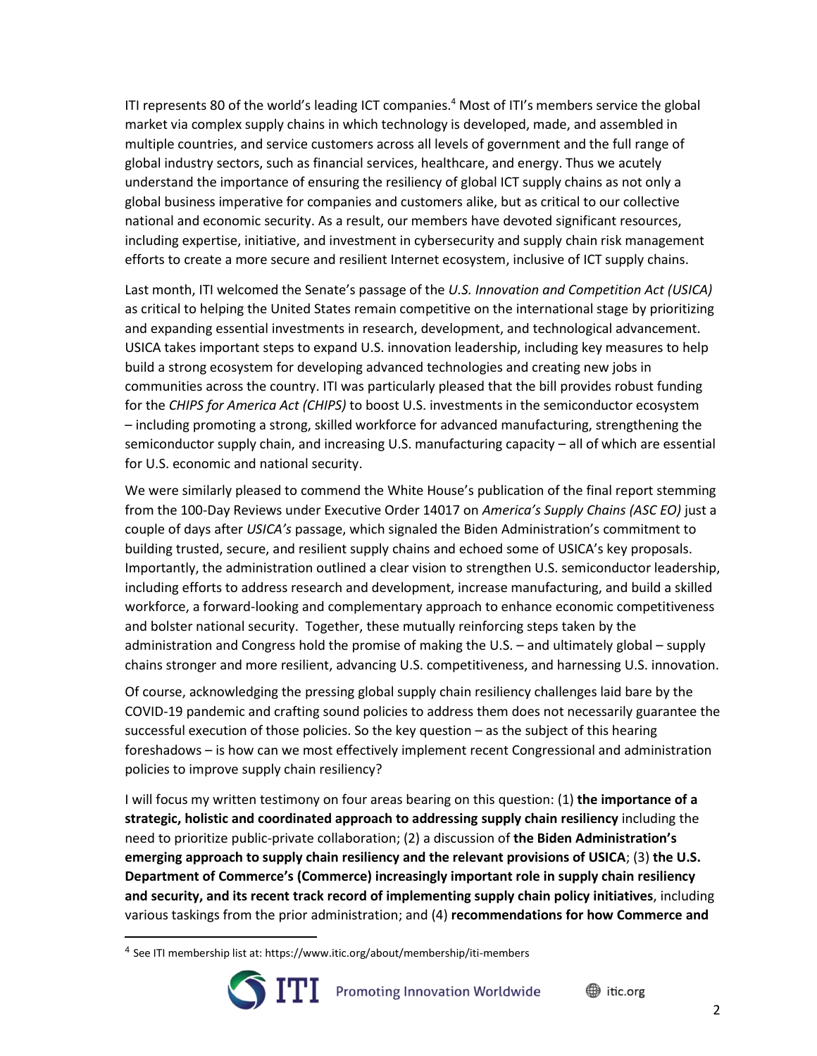ITI represents 80 of the world's leading ICT companies.[4] Most of ITI's members service the global market via complex supply chains in which technology is developed, made, and assembled in multiple countries, and service customers across all levels of government and the full range of global industry sectors, such as financial services, healthcare, and energy. Thus we acutely understand the importance of ensuring the resiliency of global ICT supply chains as not only a global business imperative for companies and customers alike, but as critical to our collective national and economic security. As a result, our members have devoted significant resources, including expertise, initiative, and investment in cybersecurity and supply chain risk management efforts to create a more secure and resilient Internet ecosystem, inclusive of ICT supply chains.

Last month, ITI welcomed the Senate's passage of the *U.S. Innovation and Competition Act (USICA)* as critical to helping the United States remain competitive on the international stage by prioritizing and expanding essential investments in research, development, and technological advancement. USICA takes important steps to expand U.S. innovation leadership, including key measures to help build a strong ecosystem for developing advanced technologies and creating new jobs in communities across the country. ITI was particularly pleased that the bill provides robust funding for the *CHIPS for America Act (CHIPS)* to boost U.S. investments in the semiconductor ecosystem – including promoting a strong, skilled workforce for advanced manufacturing, strengthening the semiconductor supply chain, and increasing U.S. manufacturing capacity – all of which are essential for U.S. economic and national security.

We were similarly pleased to commend the White House's publication of the final report stemming from the 100-Day Reviews under Executive Order 14017 on *America's Supply Chains (ASC EO)* just a couple of days after *USICA's* passage, which signaled the Biden Administration's commitment to building trusted, secure, and resilient supply chains and echoed some of USICA's key proposals. Importantly, the administration outlined a clear vision to strengthen U.S. semiconductor leadership, including efforts to address research and development, increase manufacturing, and build a skilled workforce, a forward-looking and complementary approach to enhance economic competitiveness and bolster national security. Together, these mutually reinforcing steps taken by the administration and Congress hold the promise of making the U.S. – and ultimately global – supply chains stronger and more resilient, advancing U.S. competitiveness, and harnessing U.S. innovation.

Of course, acknowledging the pressing global supply chain resiliency challenges laid bare by the COVID-19 pandemic and crafting sound policies to address them does not necessarily guarantee the successful execution of those policies. So the key question – as the subject of this hearing foreshadows – is how can we most effectively implement recent Congressional and administration policies to improve supply chain resiliency?

I will focus my written testimony on four areas bearing on this question: (1) **the importance of a strategic, holistic and coordinated approach to addressing supply chain resiliency** including the need to prioritize public-private collaboration; (2) a discussion of **the Biden Administration's emerging approach to supply chain resiliency and the relevant provisions of USICA**; (3) **the U.S. Department of Commerce's (Commerce) increasingly important role in supply chain resiliency and security, and its recent track record of implementing supply chain policy initiatives**, including various taskings from the prior administration; and (4) **recommendations for how Commerce and**

[4] See ITI membership list at: https://www.itic.org/about/membership/iti-members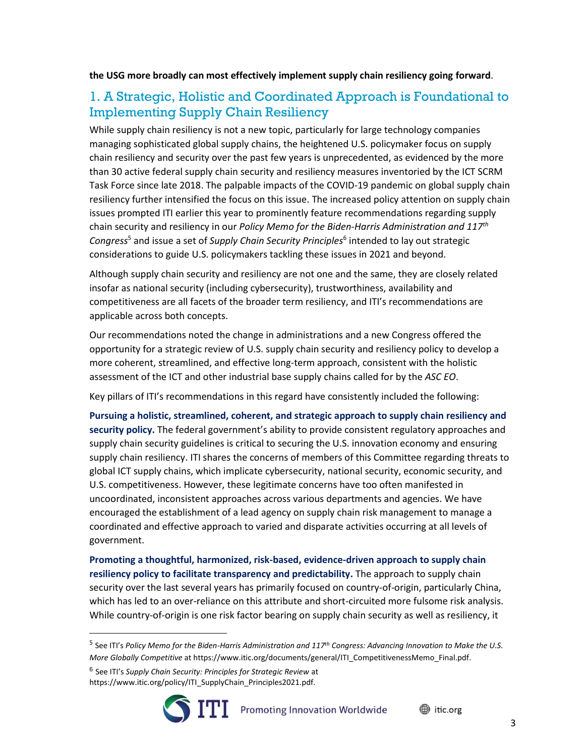**the USG more broadly can most effectively implement supply chain resiliency going forward**.

## 1. A Strategic, Holistic and Coordinated Approach is Foundational to Implementing Supply Chain Resiliency

While supply chain resiliency is not a new topic, particularly for large technology companies managing sophisticated global supply chains, the heightened U.S. policymaker focus on supply chain resiliency and security over the past few years is unprecedented, as evidenced by the more than 30 active federal supply chain security and resiliency measures inventoried by the ICT SCRM Task Force since late 2018. The palpable impacts of the COVID-19 pandemic on global supply chain resiliency further intensified the focus on this issue. The increased policy attention on supply chain issues prompted ITI earlier this year to prominently feature recommendations regarding supply chain security and resiliency in our *Policy Memo for the Biden-Harris Administration and 117th Congress*[5] and issue a set of *Supply Chain Security Principles*[6] intended to lay out strategic considerations to guide U.S. policymakers tackling these issues in 2021 and beyond.

Although supply chain security and resiliency are not one and the same, they are closely related insofar as national security (including cybersecurity), trustworthiness, availability and competitiveness are all facets of the broader term resiliency, and ITI's recommendations are applicable across both concepts.

Our recommendations noted the change in administrations and a new Congress offered the opportunity for a strategic review of U.S. supply chain security and resiliency policy to develop a more coherent, streamlined, and effective long-term approach, consistent with the holistic assessment of the ICT and other industrial base supply chains called for by the *ASC EO*.

Key pillars of ITI's recommendations in this regard have consistently included the following:

**Pursuing a holistic, streamlined, coherent, and strategic approach to supply chain resiliency and security policy.** The federal government's ability to provide consistent regulatory approaches and supply chain security guidelines is critical to securing the U.S. innovation economy and ensuring supply chain resiliency. ITI shares the concerns of members of this Committee regarding threats to global ICT supply chains, which implicate cybersecurity, national security, economic security, and U.S. competitiveness. However, these legitimate concerns have too often manifested in uncoordinated, inconsistent approaches across various departments and agencies. We have encouraged the establishment of a lead agency on supply chain risk management to manage a coordinated and effective approach to varied and disparate activities occurring at all levels of government.

**Promoting a thoughtful, harmonized, risk-based, evidence-driven approach to supply chain resiliency policy to facilitate transparency and predictability.** The approach to supply chain security over the last several years has primarily focused on country-of-origin, particularly China, which has led to an over-reliance on this attribute and short-circuited more fulsome risk analysis. While country-of-origin is one risk factor bearing on supply chain security as well as resiliency, it

---

[5] See ITI's *Policy Memo for the Biden-Harris Administration and 117th Congress: Advancing Innovation to Make the U.S. More Globally Competitive* at https://www.itic.org/documents/general/ITI_CompetitivenessMemo_Final.pdf.

[6] See ITI's *Supply Chain Security: Principles for Strategic Review* at https://www.itic.org/policy/ITI_SupplyChain_Principles2021.pdf.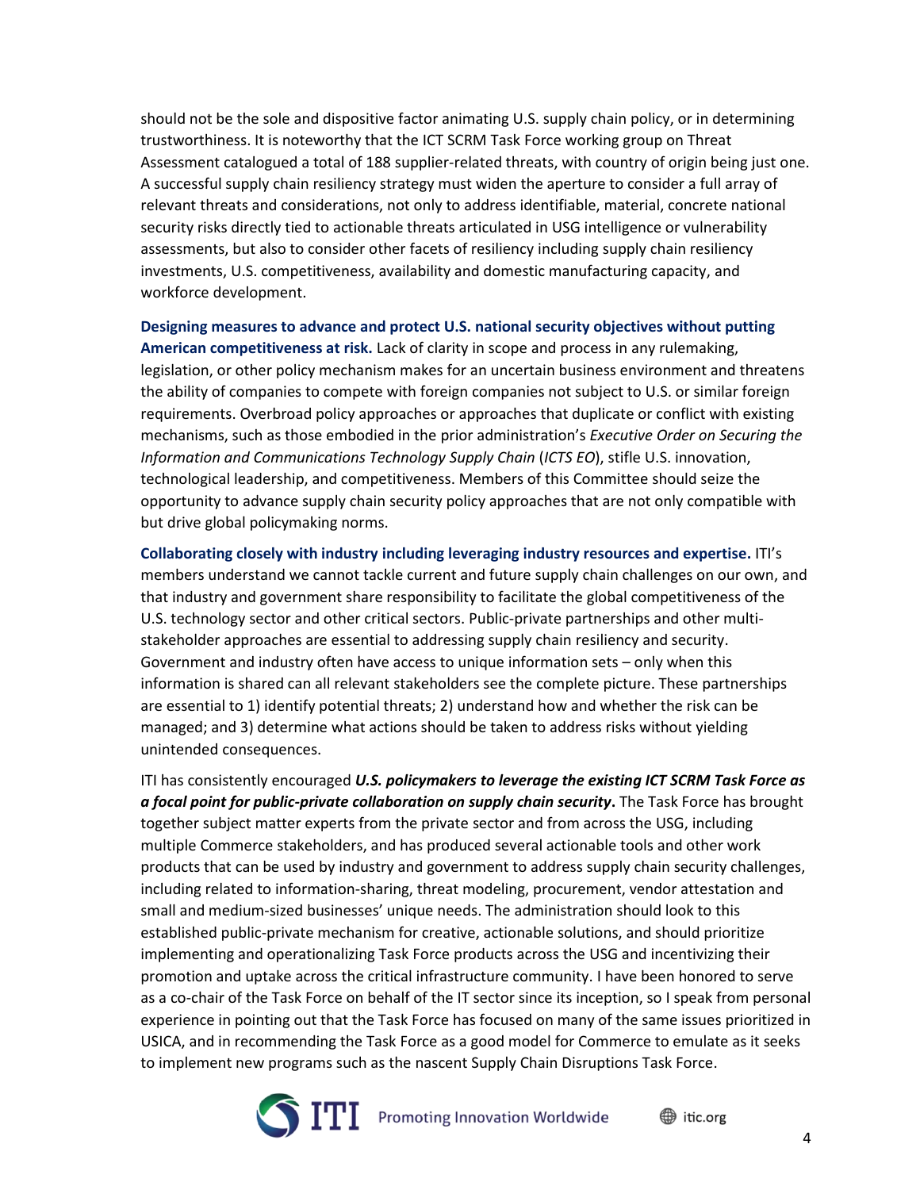should not be the sole and dispositive factor animating U.S. supply chain policy, or in determining trustworthiness. It is noteworthy that the ICT SCRM Task Force working group on Threat Assessment catalogued a total of 188 supplier-related threats, with country of origin being just one. A successful supply chain resiliency strategy must widen the aperture to consider a full array of relevant threats and considerations, not only to address identifiable, material, concrete national security risks directly tied to actionable threats articulated in USG intelligence or vulnerability assessments, but also to consider other facets of resiliency including supply chain resiliency investments, U.S. competitiveness, availability and domestic manufacturing capacity, and workforce development.

**Designing measures to advance and protect U.S. national security objectives without putting American competitiveness at risk.** Lack of clarity in scope and process in any rulemaking, legislation, or other policy mechanism makes for an uncertain business environment and threatens the ability of companies to compete with foreign companies not subject to U.S. or similar foreign requirements. Overbroad policy approaches or approaches that duplicate or conflict with existing mechanisms, such as those embodied in the prior administration's *Executive Order on Securing the Information and Communications Technology Supply Chain* (*ICTS EO*), stifle U.S. innovation, technological leadership, and competitiveness. Members of this Committee should seize the opportunity to advance supply chain security policy approaches that are not only compatible with but drive global policymaking norms.

**Collaborating closely with industry including leveraging industry resources and expertise.** ITI's members understand we cannot tackle current and future supply chain challenges on our own, and that industry and government share responsibility to facilitate the global competitiveness of the U.S. technology sector and other critical sectors. Public-private partnerships and other multi-stakeholder approaches are essential to addressing supply chain resiliency and security. Government and industry often have access to unique information sets – only when this information is shared can all relevant stakeholders see the complete picture. These partnerships are essential to 1) identify potential threats; 2) understand how and whether the risk can be managed; and 3) determine what actions should be taken to address risks without yielding unintended consequences.

ITI has consistently encouraged ***U.S. policymakers to leverage the existing ICT SCRM Task Force as a focal point for public-private collaboration on supply chain security*.** The Task Force has brought together subject matter experts from the private sector and from across the USG, including multiple Commerce stakeholders, and has produced several actionable tools and other work products that can be used by industry and government to address supply chain security challenges, including related to information-sharing, threat modeling, procurement, vendor attestation and small and medium-sized businesses' unique needs. The administration should look to this established public-private mechanism for creative, actionable solutions, and should prioritize implementing and operationalizing Task Force products across the USG and incentivizing their promotion and uptake across the critical infrastructure community. I have been honored to serve as a co-chair of the Task Force on behalf of the IT sector since its inception, so I speak from personal experience in pointing out that the Task Force has focused on many of the same issues prioritized in USICA, and in recommending the Task Force as a good model for Commerce to emulate as it seeks to implement new programs such as the nascent Supply Chain Disruptions Task Force.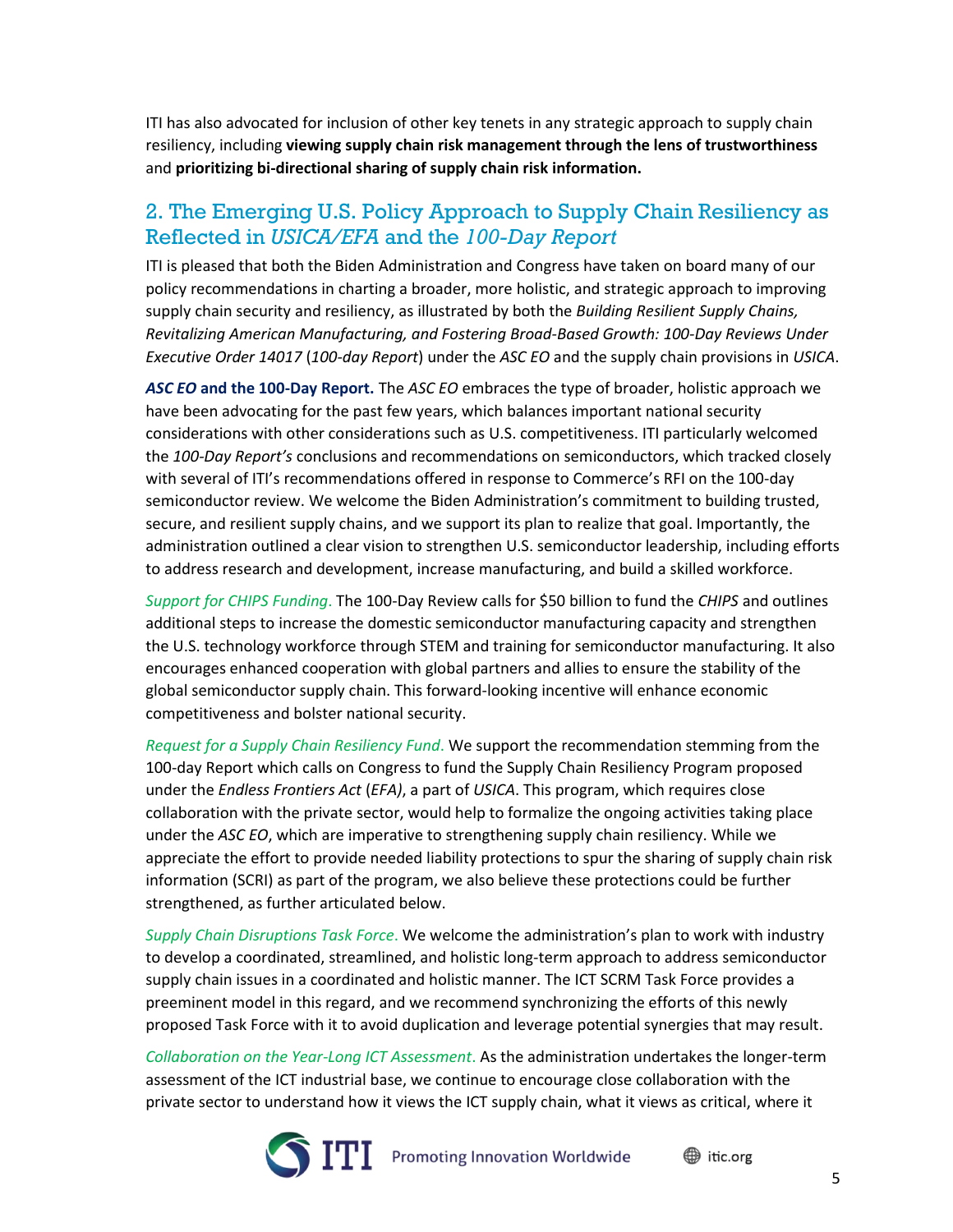ITI has also advocated for inclusion of other key tenets in any strategic approach to supply chain resiliency, including **viewing supply chain risk management through the lens of trustworthiness** and **prioritizing bi-directional sharing of supply chain risk information.**

## 2. The Emerging U.S. Policy Approach to Supply Chain Resiliency as Reflected in *USICA/EFA* and the *100-Day Report*

ITI is pleased that both the Biden Administration and Congress have taken on board many of our policy recommendations in charting a broader, more holistic, and strategic approach to improving supply chain security and resiliency, as illustrated by both the *Building Resilient Supply Chains, Revitalizing American Manufacturing, and Fostering Broad-Based Growth: 100-Day Reviews Under Executive Order 14017* (*100-day Report*) under the *ASC EO* and the supply chain provisions in *USICA*.

***ASC EO* and the 100-Day Report.** The *ASC EO* embraces the type of broader, holistic approach we have been advocating for the past few years, which balances important national security considerations with other considerations such as U.S. competitiveness. ITI particularly welcomed the *100-Day Report's* conclusions and recommendations on semiconductors, which tracked closely with several of ITI's recommendations offered in response to Commerce's RFI on the 100-day semiconductor review. We welcome the Biden Administration's commitment to building trusted, secure, and resilient supply chains, and we support its plan to realize that goal. Importantly, the administration outlined a clear vision to strengthen U.S. semiconductor leadership, including efforts to address research and development, increase manufacturing, and build a skilled workforce.

*Support for CHIPS Funding.* The 100-Day Review calls for $50 billion to fund the *CHIPS* and outlines additional steps to increase the domestic semiconductor manufacturing capacity and strengthen the U.S. technology workforce through STEM and training for semiconductor manufacturing. It also encourages enhanced cooperation with global partners and allies to ensure the stability of the global semiconductor supply chain. This forward-looking incentive will enhance economic competitiveness and bolster national security.

*Request for a Supply Chain Resiliency Fund.* We support the recommendation stemming from the 100-day Report which calls on Congress to fund the Supply Chain Resiliency Program proposed under the *Endless Frontiers Act* (*EFA)*, a part of *USICA*. This program, which requires close collaboration with the private sector, would help to formalize the ongoing activities taking place under the *ASC EO*, which are imperative to strengthening supply chain resiliency. While we appreciate the effort to provide needed liability protections to spur the sharing of supply chain risk information (SCRI) as part of the program, we also believe these protections could be further strengthened, as further articulated below.

*Supply Chain Disruptions Task Force.* We welcome the administration's plan to work with industry to develop a coordinated, streamlined, and holistic long-term approach to address semiconductor supply chain issues in a coordinated and holistic manner. The ICT SCRM Task Force provides a preeminent model in this regard, and we recommend synchronizing the efforts of this newly proposed Task Force with it to avoid duplication and leverage potential synergies that may result.

*Collaboration on the Year-Long ICT Assessment.* As the administration undertakes the longer-term assessment of the ICT industrial base, we continue to encourage close collaboration with the private sector to understand how it views the ICT supply chain, what it views as critical, where it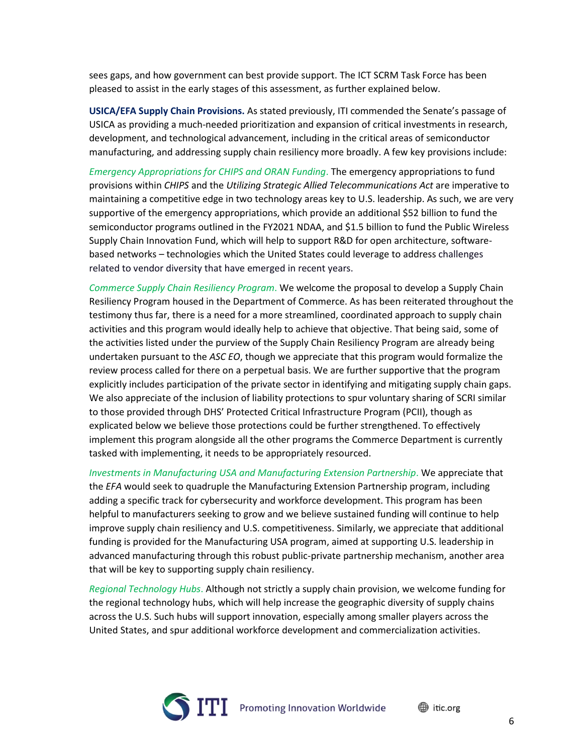sees gaps, and how government can best provide support. The ICT SCRM Task Force has been pleased to assist in the early stages of this assessment, as further explained below.

**USICA/EFA Supply Chain Provisions.** As stated previously, ITI commended the Senate's passage of USICA as providing a much-needed prioritization and expansion of critical investments in research, development, and technological advancement, including in the critical areas of semiconductor manufacturing, and addressing supply chain resiliency more broadly. A few key provisions include:

*Emergency Appropriations for CHIPS and ORAN Funding.* The emergency appropriations to fund provisions within *CHIPS* and the *Utilizing Strategic Allied Telecommunications Act* are imperative to maintaining a competitive edge in two technology areas key to U.S. leadership. As such, we are very supportive of the emergency appropriations, which provide an additional $52 billion to fund the semiconductor programs outlined in the FY2021 NDAA, and $1.5 billion to fund the Public Wireless Supply Chain Innovation Fund, which will help to support R&D for open architecture, software-based networks – technologies which the United States could leverage to address challenges related to vendor diversity that have emerged in recent years.

*Commerce Supply Chain Resiliency Program.* We welcome the proposal to develop a Supply Chain Resiliency Program housed in the Department of Commerce. As has been reiterated throughout the testimony thus far, there is a need for a more streamlined, coordinated approach to supply chain activities and this program would ideally help to achieve that objective. That being said, some of the activities listed under the purview of the Supply Chain Resiliency Program are already being undertaken pursuant to the *ASC EO*, though we appreciate that this program would formalize the review process called for there on a perpetual basis. We are further supportive that the program explicitly includes participation of the private sector in identifying and mitigating supply chain gaps. We also appreciate of the inclusion of liability protections to spur voluntary sharing of SCRI similar to those provided through DHS' Protected Critical Infrastructure Program (PCII), though as explicated below we believe those protections could be further strengthened. To effectively implement this program alongside all the other programs the Commerce Department is currently tasked with implementing, it needs to be appropriately resourced.

*Investments in Manufacturing USA and Manufacturing Extension Partnership.* We appreciate that the *EFA* would seek to quadruple the Manufacturing Extension Partnership program, including adding a specific track for cybersecurity and workforce development. This program has been helpful to manufacturers seeking to grow and we believe sustained funding will continue to help improve supply chain resiliency and U.S. competitiveness. Similarly, we appreciate that additional funding is provided for the Manufacturing USA program, aimed at supporting U.S. leadership in advanced manufacturing through this robust public-private partnership mechanism, another area that will be key to supporting supply chain resiliency.

*Regional Technology Hubs.* Although not strictly a supply chain provision, we welcome funding for the regional technology hubs, which will help increase the geographic diversity of supply chains across the U.S. Such hubs will support innovation, especially among smaller players across the United States, and spur additional workforce development and commercialization activities.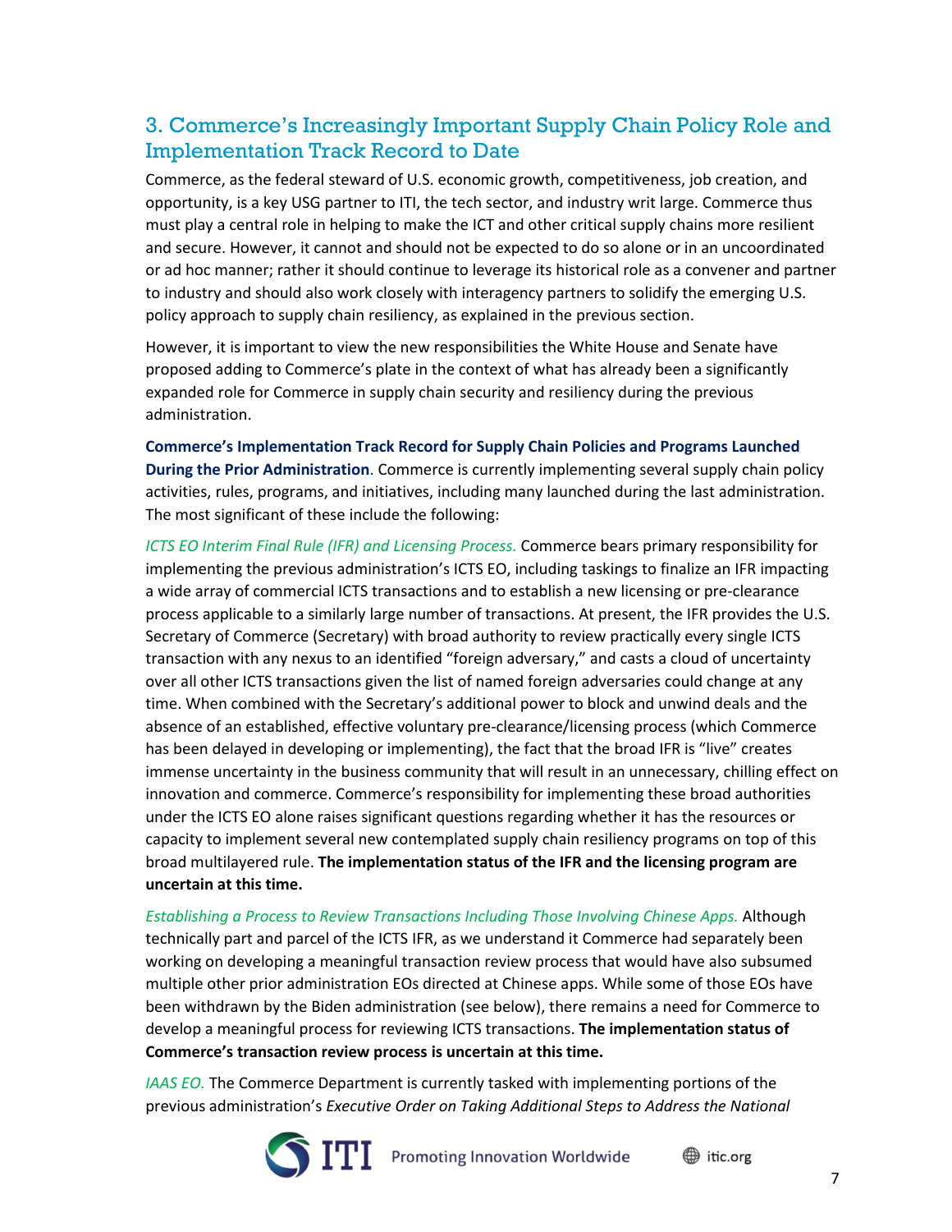## 3. Commerce's Increasingly Important Supply Chain Policy Role and Implementation Track Record to Date

Commerce, as the federal steward of U.S. economic growth, competitiveness, job creation, and opportunity, is a key USG partner to ITI, the tech sector, and industry writ large. Commerce thus must play a central role in helping to make the ICT and other critical supply chains more resilient and secure. However, it cannot and should not be expected to do so alone or in an uncoordinated or ad hoc manner; rather it should continue to leverage its historical role as a convener and partner to industry and should also work closely with interagency partners to solidify the emerging U.S. policy approach to supply chain resiliency, as explained in the previous section.

However, it is important to view the new responsibilities the White House and Senate have proposed adding to Commerce's plate in the context of what has already been a significantly expanded role for Commerce in supply chain security and resiliency during the previous administration.

**Commerce's Implementation Track Record for Supply Chain Policies and Programs Launched During the Prior Administration**. Commerce is currently implementing several supply chain policy activities, rules, programs, and initiatives, including many launched during the last administration. The most significant of these include the following:

*ICTS EO Interim Final Rule (IFR) and Licensing Process.* Commerce bears primary responsibility for implementing the previous administration's ICTS EO, including taskings to finalize an IFR impacting a wide array of commercial ICTS transactions and to establish a new licensing or pre-clearance process applicable to a similarly large number of transactions. At present, the IFR provides the U.S. Secretary of Commerce (Secretary) with broad authority to review practically every single ICTS transaction with any nexus to an identified "foreign adversary," and casts a cloud of uncertainty over all other ICTS transactions given the list of named foreign adversaries could change at any time. When combined with the Secretary's additional power to block and unwind deals and the absence of an established, effective voluntary pre-clearance/licensing process (which Commerce has been delayed in developing or implementing), the fact that the broad IFR is "live" creates immense uncertainty in the business community that will result in an unnecessary, chilling effect on innovation and commerce. Commerce's responsibility for implementing these broad authorities under the ICTS EO alone raises significant questions regarding whether it has the resources or capacity to implement several new contemplated supply chain resiliency programs on top of this broad multilayered rule. **The implementation status of the IFR and the licensing program are uncertain at this time.**

*Establishing a Process to Review Transactions Including Those Involving Chinese Apps.* Although technically part and parcel of the ICTS IFR, as we understand it Commerce had separately been working on developing a meaningful transaction review process that would have also subsumed multiple other prior administration EOs directed at Chinese apps. While some of those EOs have been withdrawn by the Biden administration (see below), there remains a need for Commerce to develop a meaningful process for reviewing ICTS transactions. **The implementation status of Commerce's transaction review process is uncertain at this time.**

*IAAS EO.* The Commerce Department is currently tasked with implementing portions of the previous administration's *Executive Order on Taking Additional Steps to Address the National*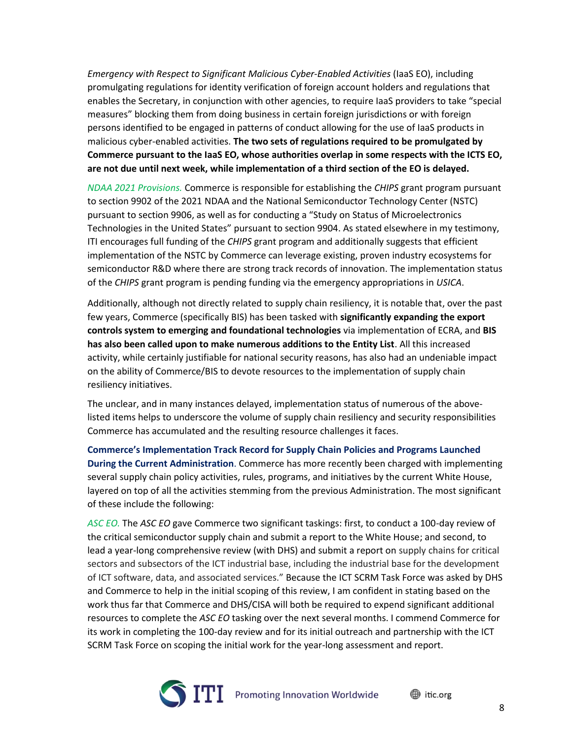*Emergency with Respect to Significant Malicious Cyber-Enabled Activities* (IaaS EO), including promulgating regulations for identity verification of foreign account holders and regulations that enables the Secretary, in conjunction with other agencies, to require IaaS providers to take "special measures" blocking them from doing business in certain foreign jurisdictions or with foreign persons identified to be engaged in patterns of conduct allowing for the use of IaaS products in malicious cyber-enabled activities. **The two sets of regulations required to be promulgated by Commerce pursuant to the IaaS EO, whose authorities overlap in some respects with the ICTS EO, are not due until next week, while implementation of a third section of the EO is delayed.**

*NDAA 2021 Provisions.* Commerce is responsible for establishing the *CHIPS* grant program pursuant to section 9902 of the 2021 NDAA and the National Semiconductor Technology Center (NSTC) pursuant to section 9906, as well as for conducting a "Study on Status of Microelectronics Technologies in the United States" pursuant to section 9904. As stated elsewhere in my testimony, ITI encourages full funding of the *CHIPS* grant program and additionally suggests that efficient implementation of the NSTC by Commerce can leverage existing, proven industry ecosystems for semiconductor R&D where there are strong track records of innovation. The implementation status of the *CHIPS* grant program is pending funding via the emergency appropriations in *USICA*.

Additionally, although not directly related to supply chain resiliency, it is notable that, over the past few years, Commerce (specifically BIS) has been tasked with **significantly expanding the export controls system to emerging and foundational technologies** via implementation of ECRA, and **BIS has also been called upon to make numerous additions to the Entity List**. All this increased activity, while certainly justifiable for national security reasons, has also had an undeniable impact on the ability of Commerce/BIS to devote resources to the implementation of supply chain resiliency initiatives.

The unclear, and in many instances delayed, implementation status of numerous of the above-listed items helps to underscore the volume of supply chain resiliency and security responsibilities Commerce has accumulated and the resulting resource challenges it faces.

**Commerce's Implementation Track Record for Supply Chain Policies and Programs Launched During the Current Administration**. Commerce has more recently been charged with implementing several supply chain policy activities, rules, programs, and initiatives by the current White House, layered on top of all the activities stemming from the previous Administration. The most significant of these include the following:

*ASC EO.* The *ASC EO* gave Commerce two significant taskings: first, to conduct a 100-day review of the critical semiconductor supply chain and submit a report to the White House; and second, to lead a year-long comprehensive review (with DHS) and submit a report on supply chains for critical sectors and subsectors of the ICT industrial base, including the industrial base for the development of ICT software, data, and associated services." Because the ICT SCRM Task Force was asked by DHS and Commerce to help in the initial scoping of this review, I am confident in stating based on the work thus far that Commerce and DHS/CISA will both be required to expend significant additional resources to complete the *ASC EO* tasking over the next several months. I commend Commerce for its work in completing the 100-day review and for its initial outreach and partnership with the ICT SCRM Task Force on scoping the initial work for the year-long assessment and report.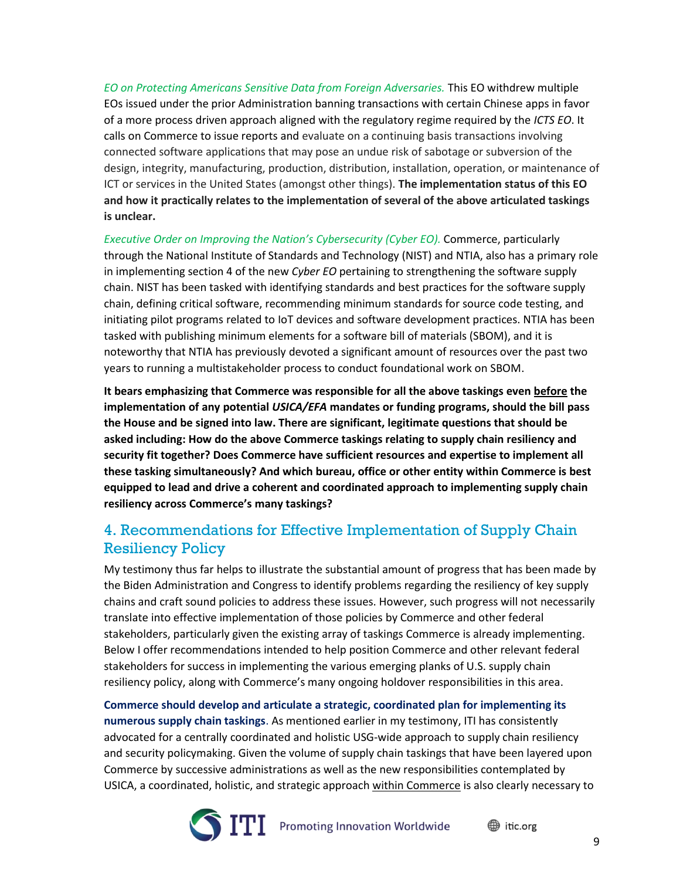*EO on Protecting Americans Sensitive Data from Foreign Adversaries.* This EO withdrew multiple EOs issued under the prior Administration banning transactions with certain Chinese apps in favor of a more process driven approach aligned with the regulatory regime required by the *ICTS EO*. It calls on Commerce to issue reports and evaluate on a continuing basis transactions involving connected software applications that may pose an undue risk of sabotage or subversion of the design, integrity, manufacturing, production, distribution, installation, operation, or maintenance of ICT or services in the United States (amongst other things). **The implementation status of this EO and how it practically relates to the implementation of several of the above articulated taskings is unclear.**

*Executive Order on Improving the Nation's Cybersecurity (Cyber EO).* Commerce, particularly through the National Institute of Standards and Technology (NIST) and NTIA, also has a primary role in implementing section 4 of the new *Cyber EO* pertaining to strengthening the software supply chain. NIST has been tasked with identifying standards and best practices for the software supply chain, defining critical software, recommending minimum standards for source code testing, and initiating pilot programs related to IoT devices and software development practices. NTIA has been tasked with publishing minimum elements for a software bill of materials (SBOM), and it is noteworthy that NTIA has previously devoted a significant amount of resources over the past two years to running a multistakeholder process to conduct foundational work on SBOM.

**It bears emphasizing that Commerce was responsible for all the above taskings even <u>before</u> the implementation of any potential *USICA/EFA* mandates or funding programs, should the bill pass the House and be signed into law. There are significant, legitimate questions that should be asked including: How do the above Commerce taskings relating to supply chain resiliency and security fit together? Does Commerce have sufficient resources and expertise to implement all these tasking simultaneously? And which bureau, office or other entity within Commerce is best equipped to lead and drive a coherent and coordinated approach to implementing supply chain resiliency across Commerce's many taskings?**

## 4. Recommendations for Effective Implementation of Supply Chain Resiliency Policy

My testimony thus far helps to illustrate the substantial amount of progress that has been made by the Biden Administration and Congress to identify problems regarding the resiliency of key supply chains and craft sound policies to address these issues. However, such progress will not necessarily translate into effective implementation of those policies by Commerce and other federal stakeholders, particularly given the existing array of taskings Commerce is already implementing. Below I offer recommendations intended to help position Commerce and other relevant federal stakeholders for success in implementing the various emerging planks of U.S. supply chain resiliency policy, along with Commerce's many ongoing holdover responsibilities in this area.

**Commerce should develop and articulate a strategic, coordinated plan for implementing its numerous supply chain taskings**. As mentioned earlier in my testimony, ITI has consistently advocated for a centrally coordinated and holistic USG-wide approach to supply chain resiliency and security policymaking. Given the volume of supply chain taskings that have been layered upon Commerce by successive administrations as well as the new responsibilities contemplated by USICA, a coordinated, holistic, and strategic approach <u>within Commerce</u> is also clearly necessary to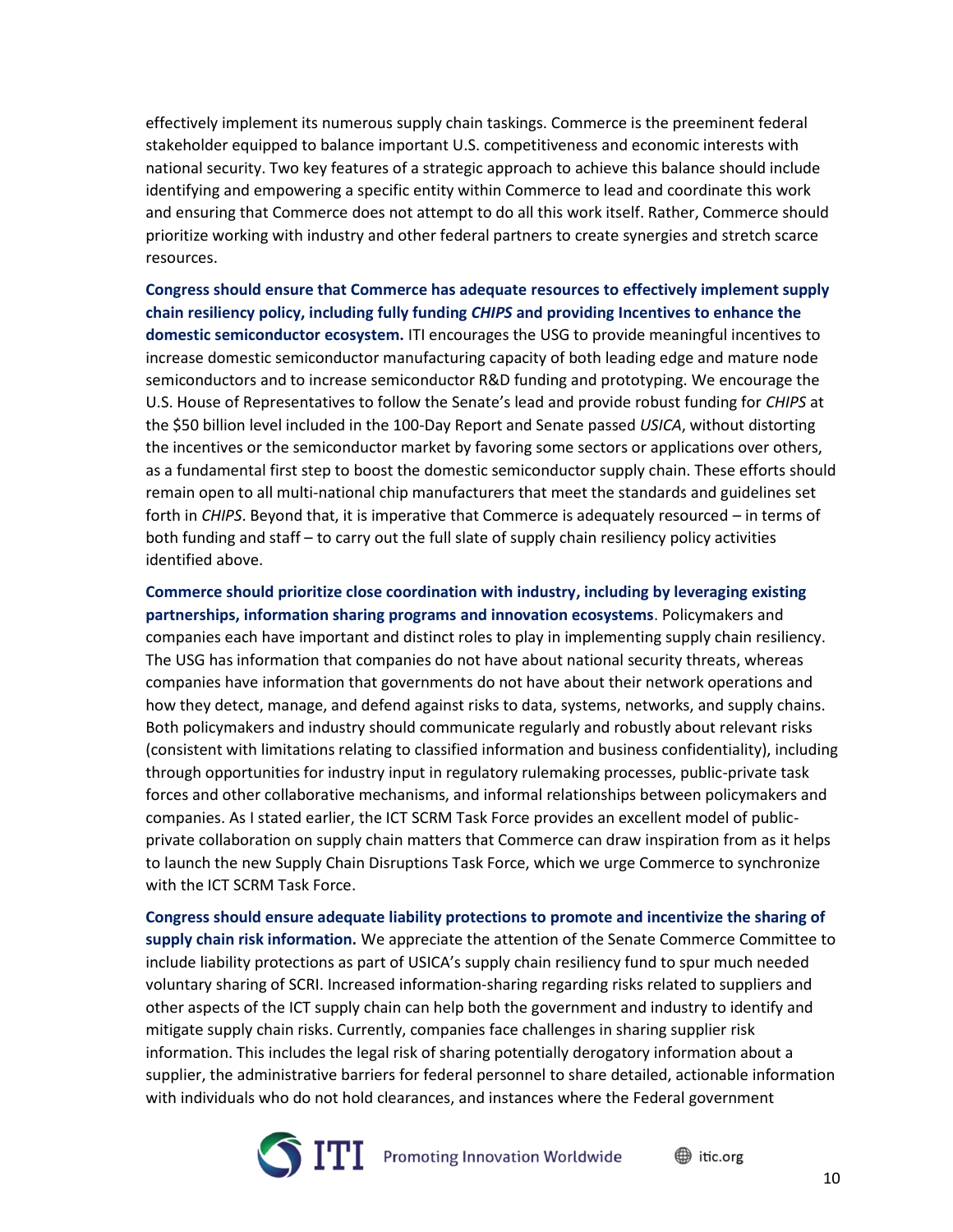effectively implement its numerous supply chain taskings. Commerce is the preeminent federal stakeholder equipped to balance important U.S. competitiveness and economic interests with national security. Two key features of a strategic approach to achieve this balance should include identifying and empowering a specific entity within Commerce to lead and coordinate this work and ensuring that Commerce does not attempt to do all this work itself. Rather, Commerce should prioritize working with industry and other federal partners to create synergies and stretch scarce resources.

**Congress should ensure that Commerce has adequate resources to effectively implement supply chain resiliency policy, including fully funding *CHIPS* and providing Incentives to enhance the domestic semiconductor ecosystem.** ITI encourages the USG to provide meaningful incentives to increase domestic semiconductor manufacturing capacity of both leading edge and mature node semiconductors and to increase semiconductor R&D funding and prototyping. We encourage the U.S. House of Representatives to follow the Senate's lead and provide robust funding for *CHIPS* at the $50 billion level included in the 100-Day Report and Senate passed *USICA*, without distorting the incentives or the semiconductor market by favoring some sectors or applications over others, as a fundamental first step to boost the domestic semiconductor supply chain. These efforts should remain open to all multi-national chip manufacturers that meet the standards and guidelines set forth in *CHIPS*. Beyond that, it is imperative that Commerce is adequately resourced – in terms of both funding and staff – to carry out the full slate of supply chain resiliency policy activities identified above.

**Commerce should prioritize close coordination with industry, including by leveraging existing partnerships, information sharing programs and innovation ecosystems**. Policymakers and companies each have important and distinct roles to play in implementing supply chain resiliency. The USG has information that companies do not have about national security threats, whereas companies have information that governments do not have about their network operations and how they detect, manage, and defend against risks to data, systems, networks, and supply chains. Both policymakers and industry should communicate regularly and robustly about relevant risks (consistent with limitations relating to classified information and business confidentiality), including through opportunities for industry input in regulatory rulemaking processes, public-private task forces and other collaborative mechanisms, and informal relationships between policymakers and companies. As I stated earlier, the ICT SCRM Task Force provides an excellent model of public-private collaboration on supply chain matters that Commerce can draw inspiration from as it helps to launch the new Supply Chain Disruptions Task Force, which we urge Commerce to synchronize with the ICT SCRM Task Force.

**Congress should ensure adequate liability protections to promote and incentivize the sharing of supply chain risk information.** We appreciate the attention of the Senate Commerce Committee to include liability protections as part of USICA's supply chain resiliency fund to spur much needed voluntary sharing of SCRI. Increased information-sharing regarding risks related to suppliers and other aspects of the ICT supply chain can help both the government and industry to identify and mitigate supply chain risks. Currently, companies face challenges in sharing supplier risk information. This includes the legal risk of sharing potentially derogatory information about a supplier, the administrative barriers for federal personnel to share detailed, actionable information with individuals who do not hold clearances, and instances where the Federal government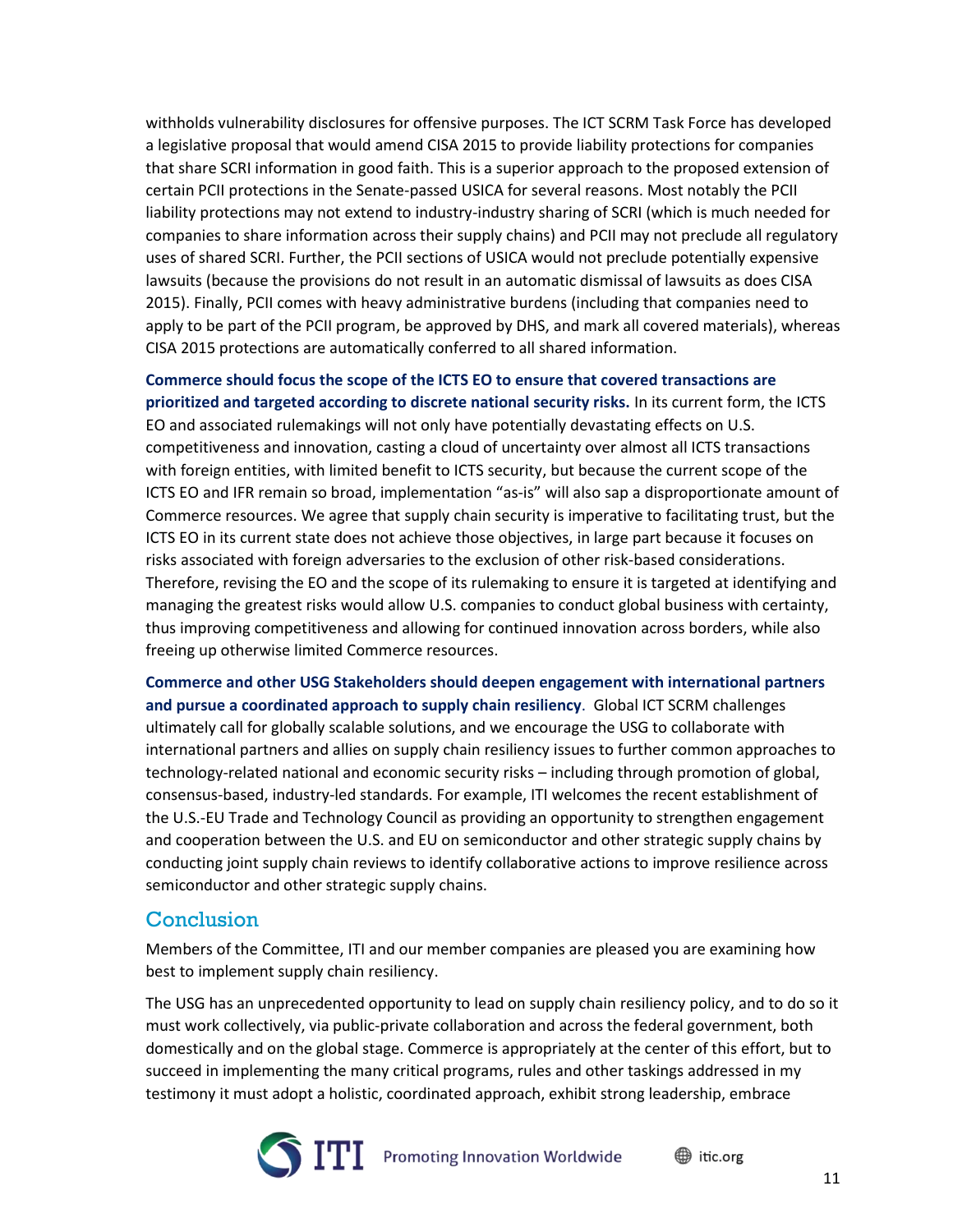withholds vulnerability disclosures for offensive purposes. The ICT SCRM Task Force has developed a legislative proposal that would amend CISA 2015 to provide liability protections for companies that share SCRI information in good faith. This is a superior approach to the proposed extension of certain PCII protections in the Senate-passed USICA for several reasons. Most notably the PCII liability protections may not extend to industry-industry sharing of SCRI (which is much needed for companies to share information across their supply chains) and PCII may not preclude all regulatory uses of shared SCRI. Further, the PCII sections of USICA would not preclude potentially expensive lawsuits (because the provisions do not result in an automatic dismissal of lawsuits as does CISA 2015). Finally, PCII comes with heavy administrative burdens (including that companies need to apply to be part of the PCII program, be approved by DHS, and mark all covered materials), whereas CISA 2015 protections are automatically conferred to all shared information.

**Commerce should focus the scope of the ICTS EO to ensure that covered transactions are prioritized and targeted according to discrete national security risks.** In its current form, the ICTS EO and associated rulemakings will not only have potentially devastating effects on U.S. competitiveness and innovation, casting a cloud of uncertainty over almost all ICTS transactions with foreign entities, with limited benefit to ICTS security, but because the current scope of the ICTS EO and IFR remain so broad, implementation "as-is" will also sap a disproportionate amount of Commerce resources. We agree that supply chain security is imperative to facilitating trust, but the ICTS EO in its current state does not achieve those objectives, in large part because it focuses on risks associated with foreign adversaries to the exclusion of other risk-based considerations. Therefore, revising the EO and the scope of its rulemaking to ensure it is targeted at identifying and managing the greatest risks would allow U.S. companies to conduct global business with certainty, thus improving competitiveness and allowing for continued innovation across borders, while also freeing up otherwise limited Commerce resources.

**Commerce and other USG Stakeholders should deepen engagement with international partners and pursue a coordinated approach to supply chain resiliency**. Global ICT SCRM challenges ultimately call for globally scalable solutions, and we encourage the USG to collaborate with international partners and allies on supply chain resiliency issues to further common approaches to technology-related national and economic security risks – including through promotion of global, consensus-based, industry-led standards. For example, ITI welcomes the recent establishment of the U.S.-EU Trade and Technology Council as providing an opportunity to strengthen engagement and cooperation between the U.S. and EU on semiconductor and other strategic supply chains by conducting joint supply chain reviews to identify collaborative actions to improve resilience across semiconductor and other strategic supply chains.

## Conclusion

Members of the Committee, ITI and our member companies are pleased you are examining how best to implement supply chain resiliency.

The USG has an unprecedented opportunity to lead on supply chain resiliency policy, and to do so it must work collectively, via public-private collaboration and across the federal government, both domestically and on the global stage. Commerce is appropriately at the center of this effort, but to succeed in implementing the many critical programs, rules and other taskings addressed in my testimony it must adopt a holistic, coordinated approach, exhibit strong leadership, embrace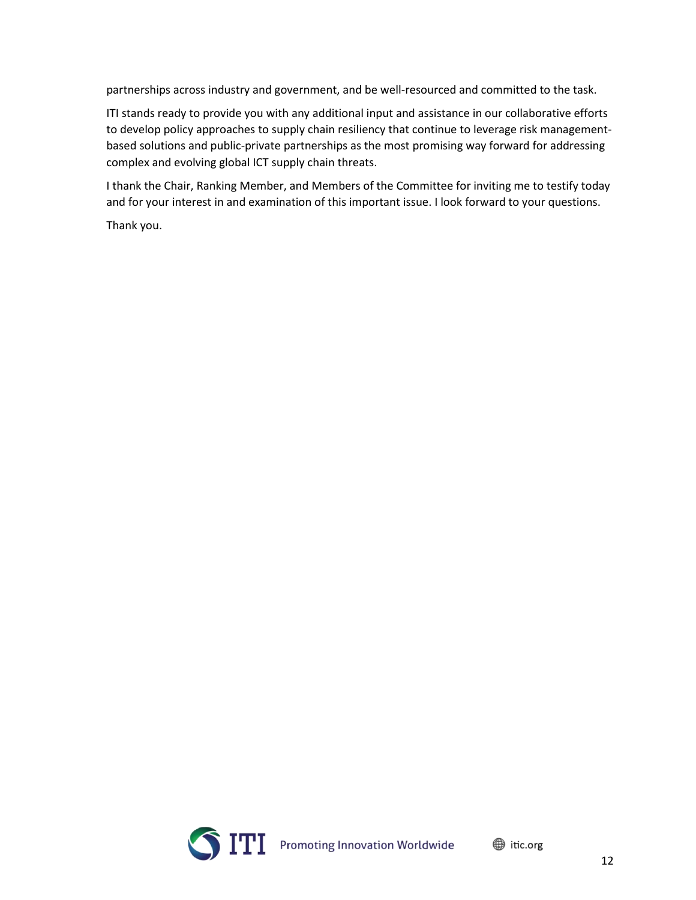partnerships across industry and government, and be well-resourced and committed to the task.

ITI stands ready to provide you with any additional input and assistance in our collaborative efforts to develop policy approaches to supply chain resiliency that continue to leverage risk management-based solutions and public-private partnerships as the most promising way forward for addressing complex and evolving global ICT supply chain threats.

I thank the Chair, Ranking Member, and Members of the Committee for inviting me to testify today and for your interest in and examination of this important issue. I look forward to your questions.

Thank you.